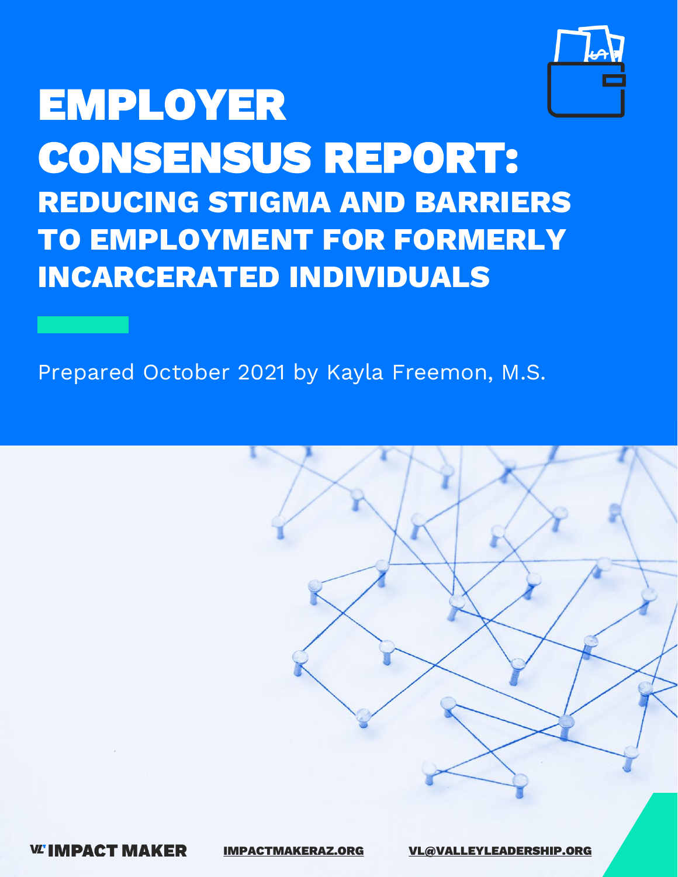# EMPLOYER CONSENSUS REPORT:

## REDUCING STIGMA AND BARRIERS TO EMPLOYMENT FOR FORMERLY INCARCERATED INDIVIDUALS

Prepared October 2021 by Kayla Freemon, M.S.

VL IMPACT MAKER

IMPACTMAKERAZ.ORG

VL@VALLEYLEADERSHIP.ORG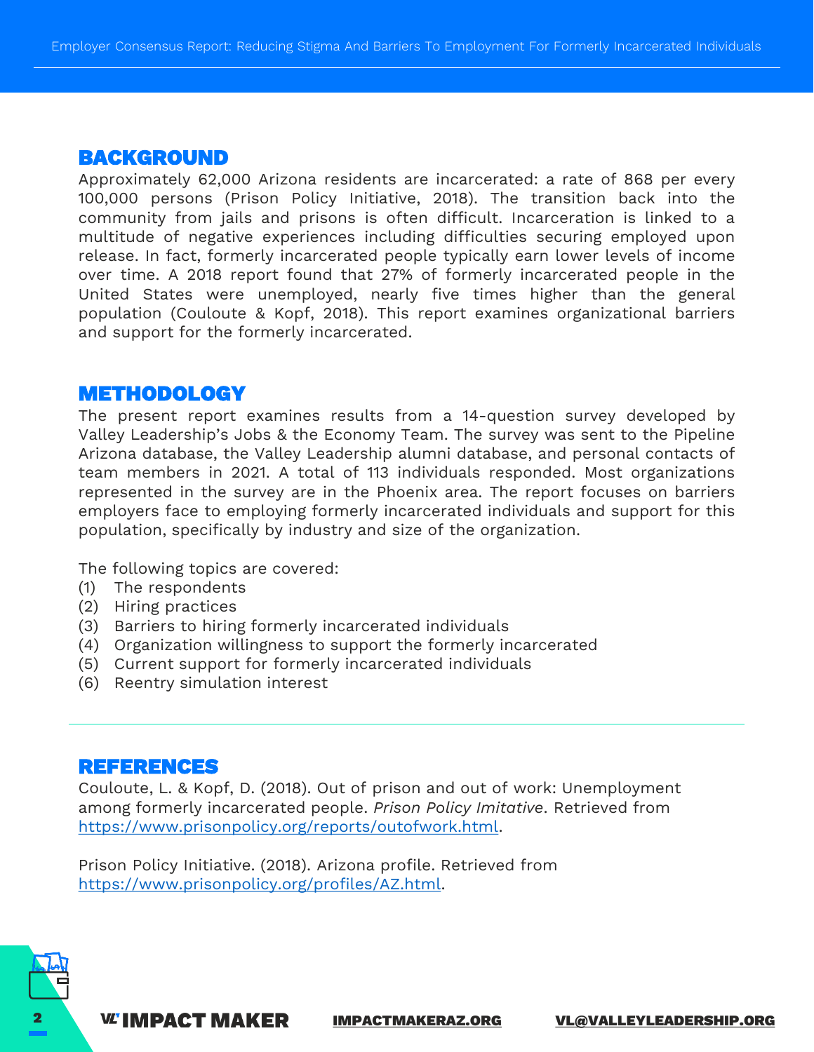## BACKGROUND

Approximately 62,000 Arizona residents are incarcerated: a rate of 868 per every 100,000 persons (Prison Policy Initiative, 2018). The transition back into the community from jails and prisons is often difficult. Incarceration is linked to a multitude of negative experiences including difficulties securing employed upon release. In fact, formerly incarcerated people typically earn lower levels of income over time. A 2018 report found that 27% of formerly incarcerated people in the United States were unemployed, nearly five times higher than the general population (Couloute & Kopf, 2018). This report examines organizational barriers and support for the formerly incarcerated.

## METHODOLOGY

The present report examines results from a 14-question survey developed by Valley Leadership's Jobs & the Economy Team. The survey was sent to the Pipeline Arizona database, the Valley Leadership alumni database, and personal contacts of team members in 2021. A total of 113 individuals responded. Most organizations represented in the survey are in the Phoenix area. The report focuses on barriers employers face to employing formerly incarcerated individuals and support for this population, specifically by industry and size of the organization.

The following topics are covered:

(1) The respondents
(2) Hiring practices
(3) Barriers to hiring formerly incarcerated individuals
(4) Organization willingness to support the formerly incarcerated
(5) Current support for formerly incarcerated individuals
(6) Reentry simulation interest

## REFERENCES

Couloute, L. & Kopf, D. (2018). Out of prison and out of work: Unemployment among formerly incarcerated people. *Prison Policy Imitative*. Retrieved from [https://www.prisonpolicy.org/reports/outofwork.html](https://www.prisonpolicy.org/reports/outofwork.html).

Prison Policy Initiative. (2018). Arizona profile. Retrieved from [https://www.prisonpolicy.org/profiles/AZ.html](https://www.prisonpolicy.org/profiles/AZ.html).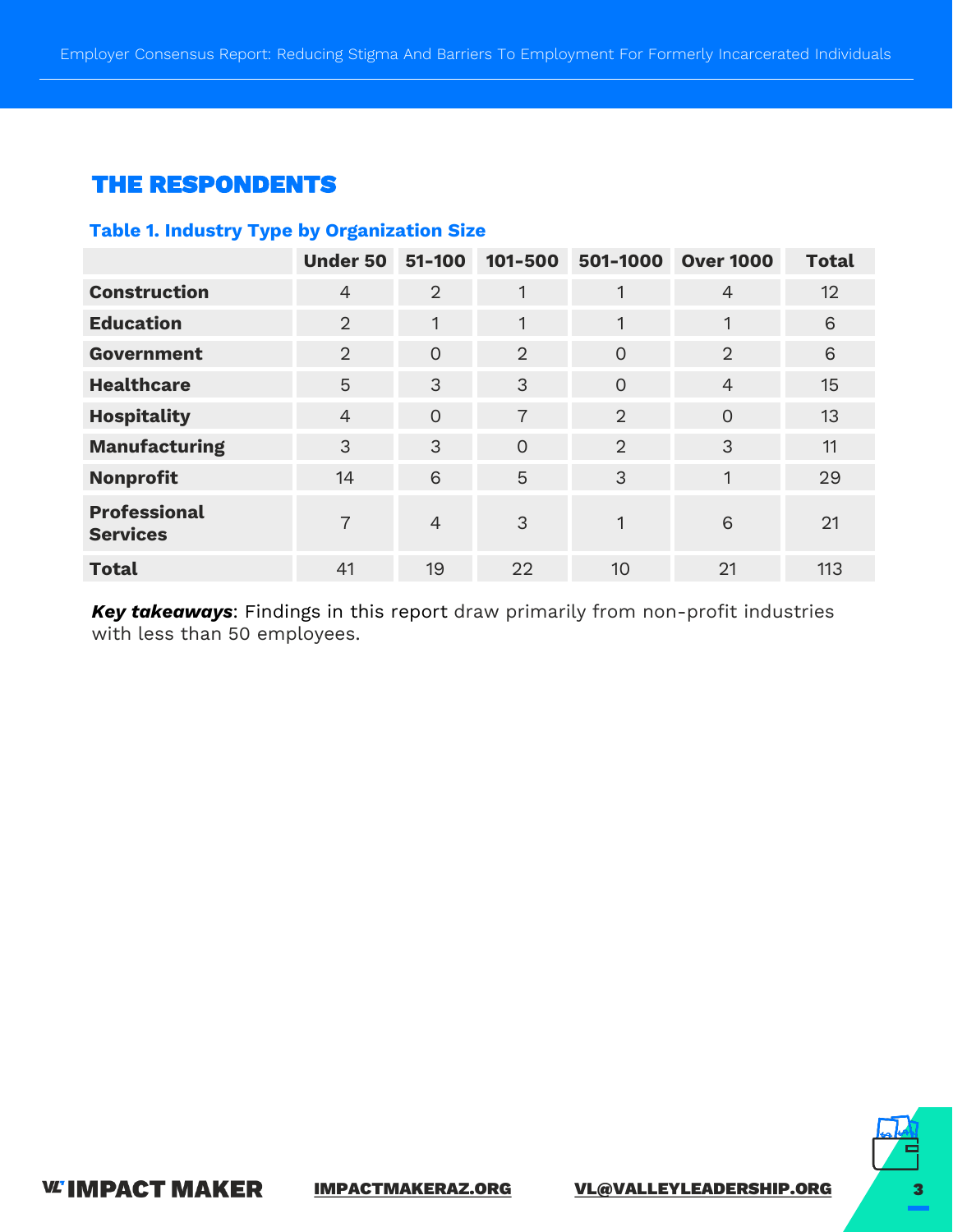## THE RESPONDENTS

### Table 1. Industry Type by Organization Size

| | Under 50 | 51-100 | 101-500 | 501-1000 | Over 1000 | Total |
|---|---|---|---|---|---|---|
| **Construction** | 4 | 2 | 1 | 1 | 4 | 12 |
| **Education** | 2 | 1 | 1 | 1 | 1 | 6 |
| **Government** | 2 | 0 | 2 | 0 | 2 | 6 |
| **Healthcare** | 5 | 3 | 3 | 0 | 4 | 15 |
| **Hospitality** | 4 | 0 | 7 | 2 | 0 | 13 |
| **Manufacturing** | 3 | 3 | 0 | 2 | 3 | 11 |
| **Nonprofit** | 14 | 6 | 5 | 3 | 1 | 29 |
| **Professional Services** | 7 | 4 | 3 | 1 | 6 | 21 |
| **Total** | 41 | 19 | 22 | 10 | 21 | 113 |

***Key takeaways***: Findings in this report draw primarily from non-profit industries with less than 50 employees.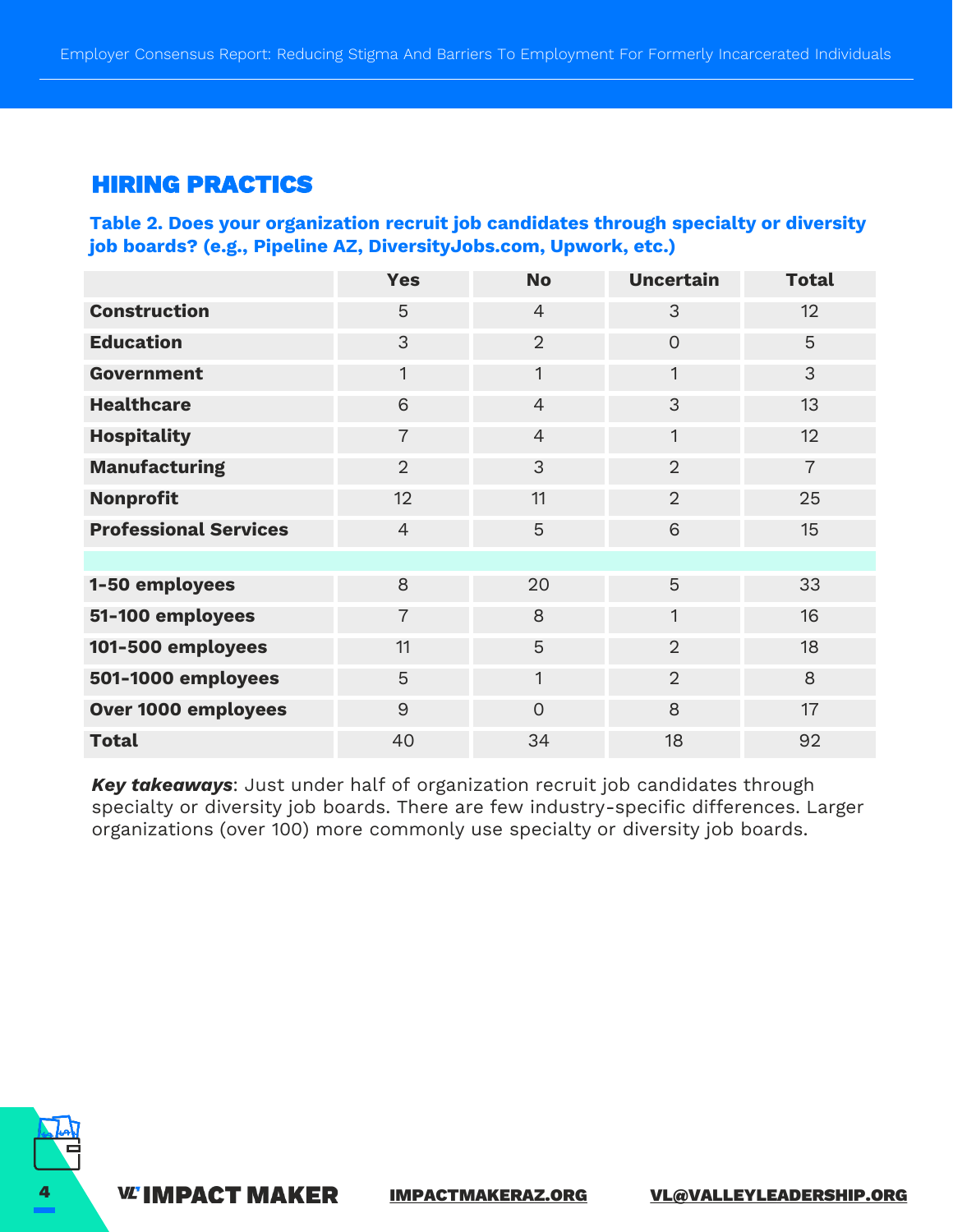## HIRING PRACTICS

**Table 2. Does your organization recruit job candidates through specialty or diversity job boards? (e.g., Pipeline AZ, DiversityJobs.com, Upwork, etc.)**

| | Yes | No | Uncertain | Total |
|---|---|---|---|---|
| **Construction** | 5 | 4 | 3 | 12 |
| **Education** | 3 | 2 | 0 | 5 |
| **Government** | 1 | 1 | 1 | 3 |
| **Healthcare** | 6 | 4 | 3 | 13 |
| **Hospitality** | 7 | 4 | 1 | 12 |
| **Manufacturing** | 2 | 3 | 2 | 7 |
| **Nonprofit** | 12 | 11 | 2 | 25 |
| **Professional Services** | 4 | 5 | 6 | 15 |
| | | | | |
| **1-50 employees** | 8 | 20 | 5 | 33 |
| **51-100 employees** | 7 | 8 | 1 | 16 |
| **101-500 employees** | 11 | 5 | 2 | 18 |
| **501-1000 employees** | 5 | 1 | 2 | 8 |
| **Over 1000 employees** | 9 | 0 | 8 | 17 |
| **Total** | 40 | 34 | 18 | 92 |

***Key takeaways***: Just under half of organization recruit job candidates through specialty or diversity job boards. There are few industry-specific differences. Larger organizations (over 100) more commonly use specialty or diversity job boards.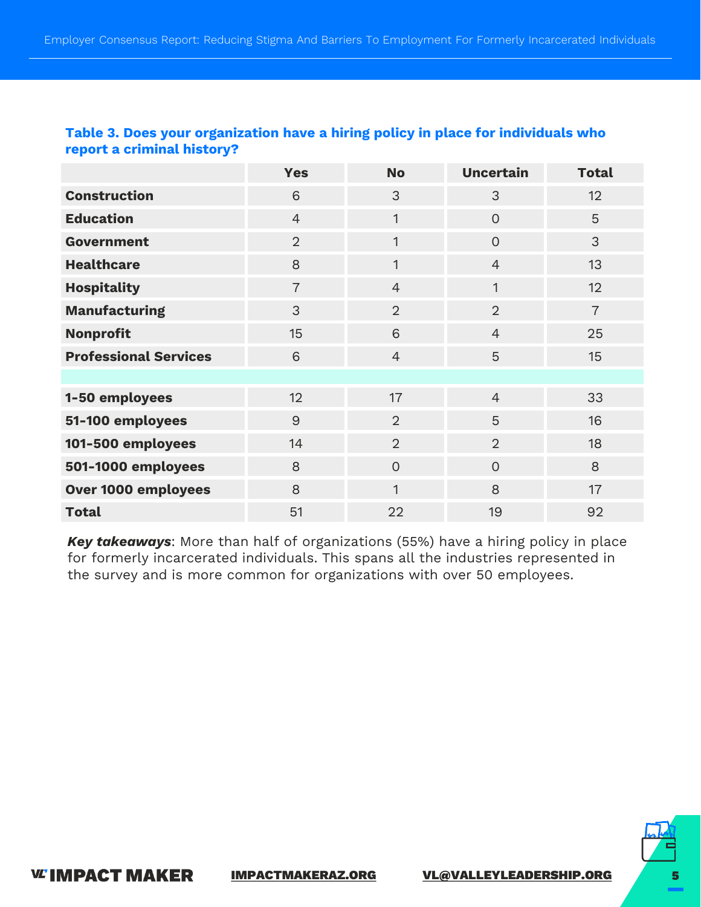**Table 3. Does your organization have a hiring policy in place for individuals who report a criminal history?**

| | Yes | No | Uncertain | Total |
|---|---|---|---|---|
| **Construction** | 6 | 3 | 3 | 12 |
| **Education** | 4 | 1 | 0 | 5 |
| **Government** | 2 | 1 | 0 | 3 |
| **Healthcare** | 8 | 1 | 4 | 13 |
| **Hospitality** | 7 | 4 | 1 | 12 |
| **Manufacturing** | 3 | 2 | 2 | 7 |
| **Nonprofit** | 15 | 6 | 4 | 25 |
| **Professional Services** | 6 | 4 | 5 | 15 |
| | | | | |
| **1-50 employees** | 12 | 17 | 4 | 33 |
| **51-100 employees** | 9 | 2 | 5 | 16 |
| **101-500 employees** | 14 | 2 | 2 | 18 |
| **501-1000 employees** | 8 | 0 | 0 | 8 |
| **Over 1000 employees** | 8 | 1 | 8 | 17 |
| **Total** | 51 | 22 | 19 | 92 |

***Key takeaways***: More than half of organizations (55%) have a hiring policy in place for formerly incarcerated individuals. This spans all the industries represented in the survey and is more common for organizations with over 50 employees.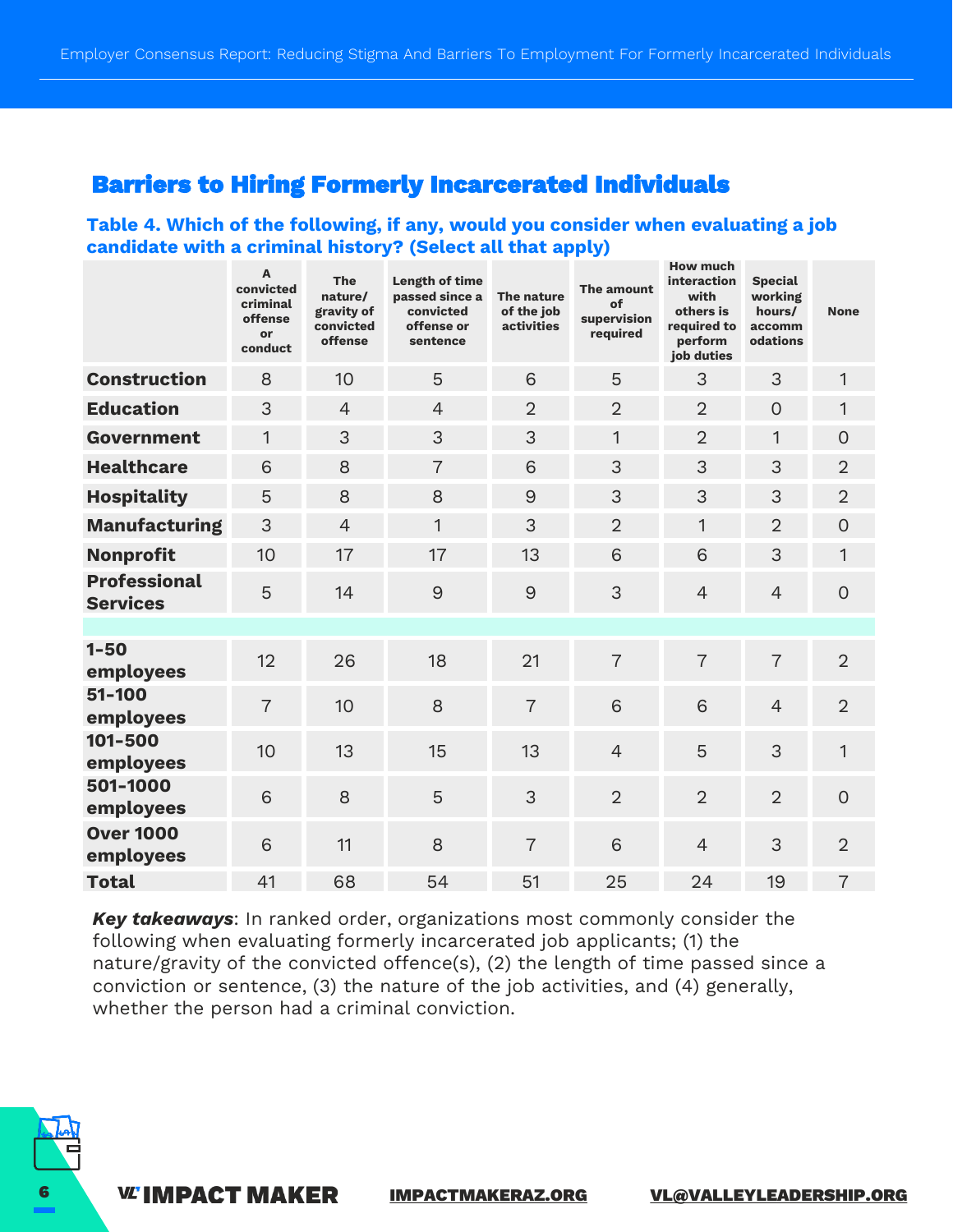## Barriers to Hiring Formerly Incarcerated Individuals

### Table 4. Which of the following, if any, would you consider when evaluating a job candidate with a criminal history? (Select all that apply)

| | A convicted criminal offense or conduct | The nature/ gravity of convicted offense | Length of time passed since a convicted offense or sentence | The nature of the job activities | The amount of supervision required | How much interaction with others is required to perform job duties | Special working hours/ accommodations | None |
|---|---|---|---|---|---|---|---|---|
| **Construction** | 8 | 10 | 5 | 6 | 5 | 3 | 3 | 1 |
| **Education** | 3 | 4 | 4 | 2 | 2 | 2 | 0 | 1 |
| **Government** | 1 | 3 | 3 | 3 | 1 | 2 | 1 | 0 |
| **Healthcare** | 6 | 8 | 7 | 6 | 3 | 3 | 3 | 2 |
| **Hospitality** | 5 | 8 | 8 | 9 | 3 | 3 | 3 | 2 |
| **Manufacturing** | 3 | 4 | 1 | 3 | 2 | 1 | 2 | 0 |
| **Nonprofit** | 10 | 17 | 17 | 13 | 6 | 6 | 3 | 1 |
| **Professional Services** | 5 | 14 | 9 | 9 | 3 | 4 | 4 | 0 |
| | | | | | | | | |
| **1-50 employees** | 12 | 26 | 18 | 21 | 7 | 7 | 7 | 2 |
| **51-100 employees** | 7 | 10 | 8 | 7 | 6 | 6 | 4 | 2 |
| **101-500 employees** | 10 | 13 | 15 | 13 | 4 | 5 | 3 | 1 |
| **501-1000 employees** | 6 | 8 | 5 | 3 | 2 | 2 | 2 | 0 |
| **Over 1000 employees** | 6 | 11 | 8 | 7 | 6 | 4 | 3 | 2 |
| **Total** | 41 | 68 | 54 | 51 | 25 | 24 | 19 | 7 |

***Key takeaways***: In ranked order, organizations most commonly consider the following when evaluating formerly incarcerated job applicants; (1) the nature/gravity of the convicted offence(s), (2) the length of time passed since a conviction or sentence, (3) the nature of the job activities, and (4) generally, whether the person had a criminal conviction.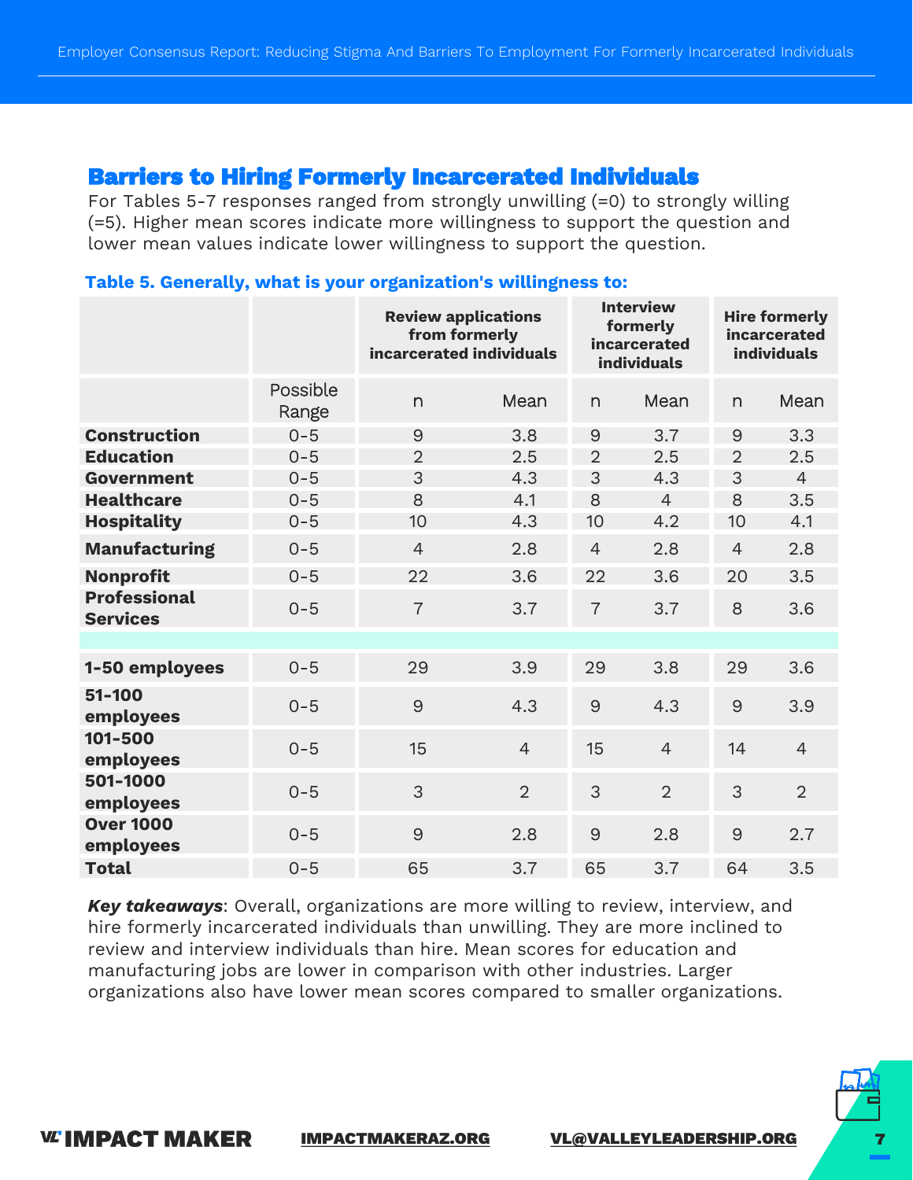## Barriers to Hiring Formerly Incarcerated Individuals

For Tables 5-7 responses ranged from strongly unwilling (=0) to strongly willing (=5). Higher mean scores indicate more willingness to support the question and lower mean values indicate lower willingness to support the question.

**Table 5. Generally, what is your organization's willingness to:**

| | | Review applications from formerly incarcerated individuals | | Interview formerly incarcerated individuals | | Hire formerly incarcerated individuals | |
|---|---|---|---|---|---|---|---|
| | Possible Range | n | Mean | n | Mean | n | Mean |
| **Construction** | 0-5 | 9 | 3.8 | 9 | 3.7 | 9 | 3.3 |
| **Education** | 0-5 | 2 | 2.5 | 2 | 2.5 | 2 | 2.5 |
| **Government** | 0-5 | 3 | 4.3 | 3 | 4.3 | 3 | 4 |
| **Healthcare** | 0-5 | 8 | 4.1 | 8 | 4 | 8 | 3.5 |
| **Hospitality** | 0-5 | 10 | 4.3 | 10 | 4.2 | 10 | 4.1 |
| **Manufacturing** | 0-5 | 4 | 2.8 | 4 | 2.8 | 4 | 2.8 |
| **Nonprofit** | 0-5 | 22 | 3.6 | 22 | 3.6 | 20 | 3.5 |
| **Professional Services** | 0-5 | 7 | 3.7 | 7 | 3.7 | 8 | 3.6 |
| | | | | | | | |
| **1-50 employees** | 0-5 | 29 | 3.9 | 29 | 3.8 | 29 | 3.6 |
| **51-100 employees** | 0-5 | 9 | 4.3 | 9 | 4.3 | 9 | 3.9 |
| **101-500 employees** | 0-5 | 15 | 4 | 15 | 4 | 14 | 4 |
| **501-1000 employees** | 0-5 | 3 | 2 | 3 | 2 | 3 | 2 |
| **Over 1000 employees** | 0-5 | 9 | 2.8 | 9 | 2.8 | 9 | 2.7 |
| **Total** | 0-5 | 65 | 3.7 | 65 | 3.7 | 64 | 3.5 |

***Key takeaways***: Overall, organizations are more willing to review, interview, and hire formerly incarcerated individuals than unwilling. They are more inclined to review and interview individuals than hire. Mean scores for education and manufacturing jobs are lower in comparison with other industries. Larger organizations also have lower mean scores compared to smaller organizations.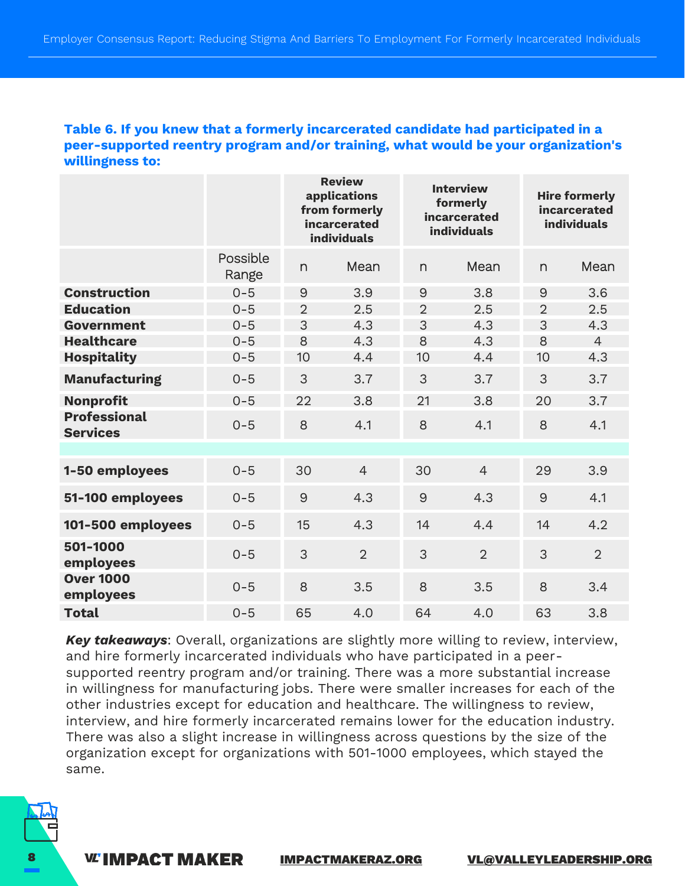**Table 6. If you knew that a formerly incarcerated candidate had participated in a peer-supported reentry program and/or training, what would be your organization's willingness to:**

| | | Review applications from formerly incarcerated individuals | | Interview formerly incarcerated individuals | | Hire formerly incarcerated individuals | |
|---|---|---|---|---|---|---|---|
| | Possible Range | n | Mean | n | Mean | n | Mean |
| **Construction** | 0-5 | 9 | 3.9 | 9 | 3.8 | 9 | 3.6 |
| **Education** | 0-5 | 2 | 2.5 | 2 | 2.5 | 2 | 2.5 |
| **Government** | 0-5 | 3 | 4.3 | 3 | 4.3 | 3 | 4.3 |
| **Healthcare** | 0-5 | 8 | 4.3 | 8 | 4.3 | 8 | 4 |
| **Hospitality** | 0-5 | 10 | 4.4 | 10 | 4.4 | 10 | 4.3 |
| **Manufacturing** | 0-5 | 3 | 3.7 | 3 | 3.7 | 3 | 3.7 |
| **Nonprofit** | 0-5 | 22 | 3.8 | 21 | 3.8 | 20 | 3.7 |
| **Professional Services** | 0-5 | 8 | 4.1 | 8 | 4.1 | 8 | 4.1 |
| | | | | | | | |
| **1-50 employees** | 0-5 | 30 | 4 | 30 | 4 | 29 | 3.9 |
| **51-100 employees** | 0-5 | 9 | 4.3 | 9 | 4.3 | 9 | 4.1 |
| **101-500 employees** | 0-5 | 15 | 4.3 | 14 | 4.4 | 14 | 4.2 |
| **501-1000 employees** | 0-5 | 3 | 2 | 3 | 2 | 3 | 2 |
| **Over 1000 employees** | 0-5 | 8 | 3.5 | 8 | 3.5 | 8 | 3.4 |
| **Total** | 0-5 | 65 | 4.0 | 64 | 4.0 | 63 | 3.8 |

***Key takeaways***: Overall, organizations are slightly more willing to review, interview, and hire formerly incarcerated individuals who have participated in a peer-supported reentry program and/or training. There was a more substantial increase in willingness for manufacturing jobs. There were smaller increases for each of the other industries except for education and healthcare. The willingness to review, interview, and hire formerly incarcerated remains lower for the education industry. There was also a slight increase in willingness across questions by the size of the organization except for organizations with 501-1000 employees, which stayed the same.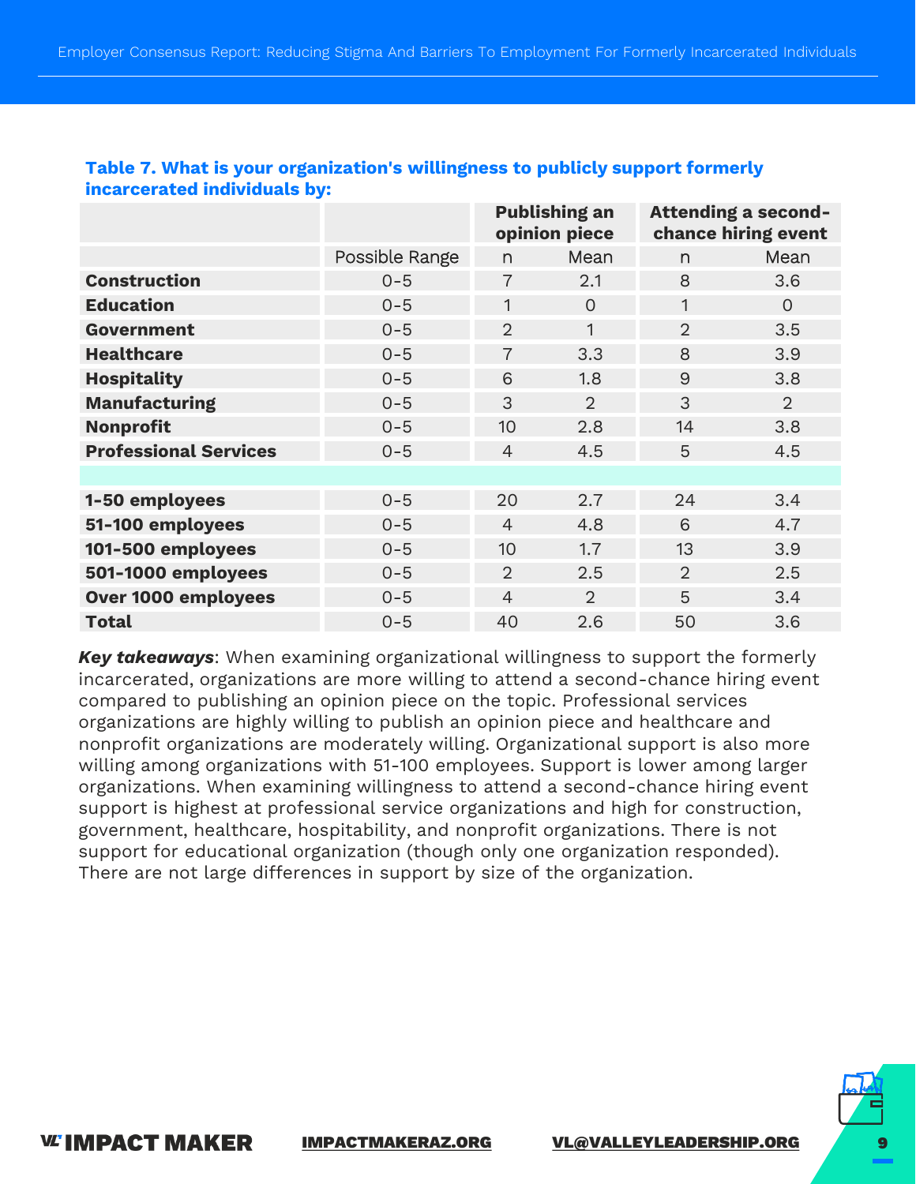**Table 7. What is your organization's willingness to publicly support formerly incarcerated individuals by:**

| | | Publishing an opinion piece | | Attending a second-chance hiring event | |
|---|---|---|---|---|---|
| | Possible Range | n | Mean | n | Mean |
| **Construction** | 0-5 | 7 | 2.1 | 8 | 3.6 |
| **Education** | 0-5 | 1 | 0 | 1 | 0 |
| **Government** | 0-5 | 2 | 1 | 2 | 3.5 |
| **Healthcare** | 0-5 | 7 | 3.3 | 8 | 3.9 |
| **Hospitality** | 0-5 | 6 | 1.8 | 9 | 3.8 |
| **Manufacturing** | 0-5 | 3 | 2 | 3 | 2 |
| **Nonprofit** | 0-5 | 10 | 2.8 | 14 | 3.8 |
| **Professional Services** | 0-5 | 4 | 4.5 | 5 | 4.5 |
| | | | | | |
| **1-50 employees** | 0-5 | 20 | 2.7 | 24 | 3.4 |
| **51-100 employees** | 0-5 | 4 | 4.8 | 6 | 4.7 |
| **101-500 employees** | 0-5 | 10 | 1.7 | 13 | 3.9 |
| **501-1000 employees** | 0-5 | 2 | 2.5 | 2 | 2.5 |
| **Over 1000 employees** | 0-5 | 4 | 2 | 5 | 3.4 |
| **Total** | 0-5 | 40 | 2.6 | 50 | 3.6 |

***Key takeaways***: When examining organizational willingness to support the formerly incarcerated, organizations are more willing to attend a second-chance hiring event compared to publishing an opinion piece on the topic. Professional services organizations are highly willing to publish an opinion piece and healthcare and nonprofit organizations are moderately willing. Organizational support is also more willing among organizations with 51-100 employees. Support is lower among larger organizations. When examining willingness to attend a second-chance hiring event support is highest at professional service organizations and high for construction, government, healthcare, hospitability, and nonprofit organizations. There is not support for educational organization (though only one organization responded). There are not large differences in support by size of the organization.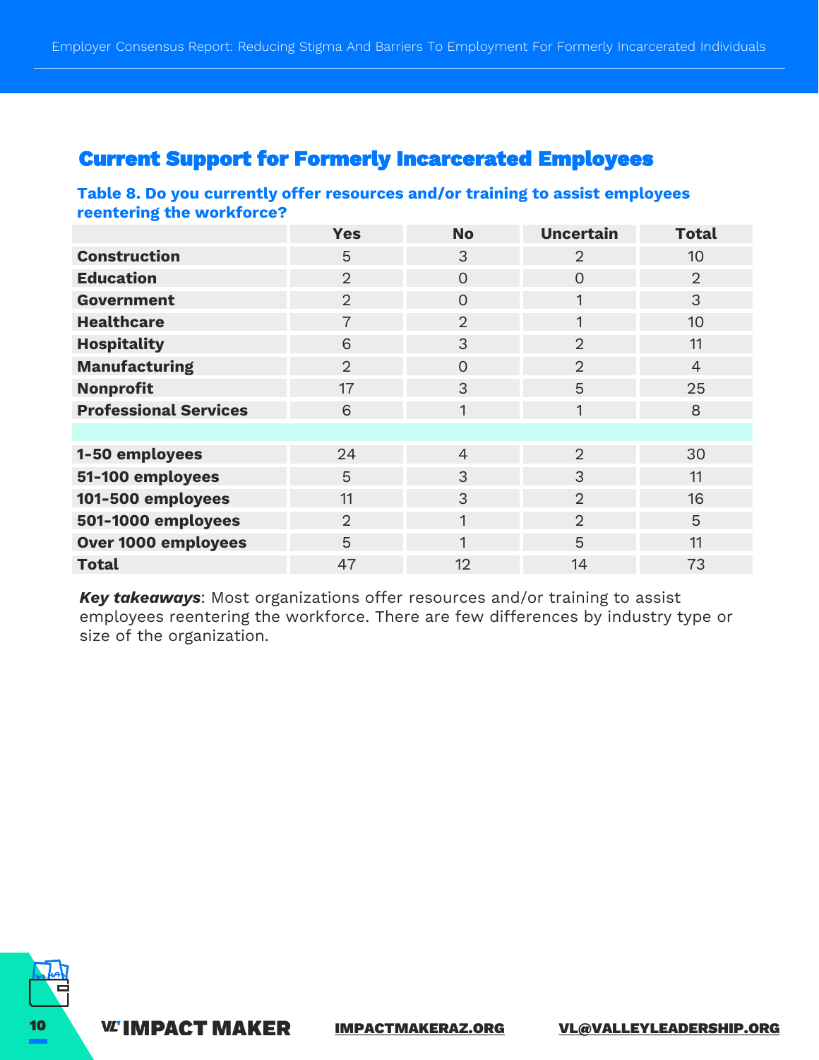## Current Support for Formerly Incarcerated Employees

**Table 8. Do you currently offer resources and/or training to assist employees reentering the workforce?**

| | Yes | No | Uncertain | Total |
|---|---|---|---|---|
| **Construction** | 5 | 3 | 2 | 10 |
| **Education** | 2 | 0 | 0 | 2 |
| **Government** | 2 | 0 | 1 | 3 |
| **Healthcare** | 7 | 2 | 1 | 10 |
| **Hospitality** | 6 | 3 | 2 | 11 |
| **Manufacturing** | 2 | 0 | 2 | 4 |
| **Nonprofit** | 17 | 3 | 5 | 25 |
| **Professional Services** | 6 | 1 | 1 | 8 |
| | | | | |
| **1-50 employees** | 24 | 4 | 2 | 30 |
| **51-100 employees** | 5 | 3 | 3 | 11 |
| **101-500 employees** | 11 | 3 | 2 | 16 |
| **501-1000 employees** | 2 | 1 | 2 | 5 |
| **Over 1000 employees** | 5 | 1 | 5 | 11 |
| **Total** | 47 | 12 | 14 | 73 |

***Key takeaways***: Most organizations offer resources and/or training to assist employees reentering the workforce. There are few differences by industry type or size of the organization.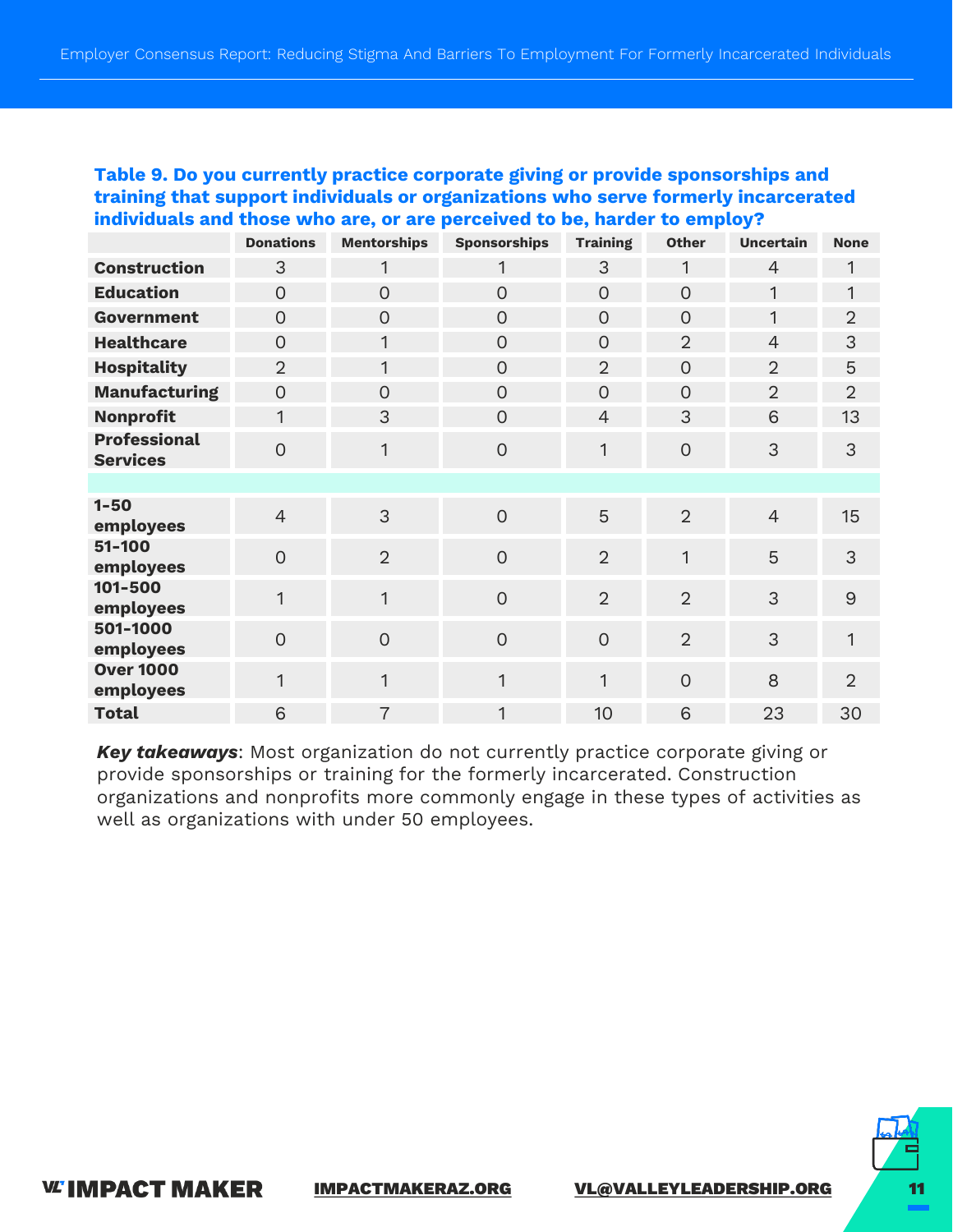**Table 9. Do you currently practice corporate giving or provide sponsorships and training that support individuals or organizations who serve formerly incarcerated individuals and those who are, or are perceived to be, harder to employ?**

| | Donations | Mentorships | Sponsorships | Training | Other | Uncertain | None |
|---|---|---|---|---|---|---|---|
| **Construction** | 3 | 1 | 1 | 3 | 1 | 4 | 1 |
| **Education** | 0 | 0 | 0 | 0 | 0 | 1 | 1 |
| **Government** | 0 | 0 | 0 | 0 | 0 | 1 | 2 |
| **Healthcare** | 0 | 1 | 0 | 0 | 2 | 4 | 3 |
| **Hospitality** | 2 | 1 | 0 | 2 | 0 | 2 | 5 |
| **Manufacturing** | 0 | 0 | 0 | 0 | 0 | 2 | 2 |
| **Nonprofit** | 1 | 3 | 0 | 4 | 3 | 6 | 13 |
| **Professional Services** | 0 | 1 | 0 | 1 | 0 | 3 | 3 |
| | | | | | | | |
| **1-50 employees** | 4 | 3 | 0 | 5 | 2 | 4 | 15 |
| **51-100 employees** | 0 | 2 | 0 | 2 | 1 | 5 | 3 |
| **101-500 employees** | 1 | 1 | 0 | 2 | 2 | 3 | 9 |
| **501-1000 employees** | 0 | 0 | 0 | 0 | 2 | 3 | 1 |
| **Over 1000 employees** | 1 | 1 | 1 | 1 | 0 | 8 | 2 |
| **Total** | 6 | 7 | 1 | 10 | 6 | 23 | 30 |

***Key takeaways***: Most organization do not currently practice corporate giving or provide sponsorships or training for the formerly incarcerated. Construction organizations and nonprofits more commonly engage in these types of activities as well as organizations with under 50 employees.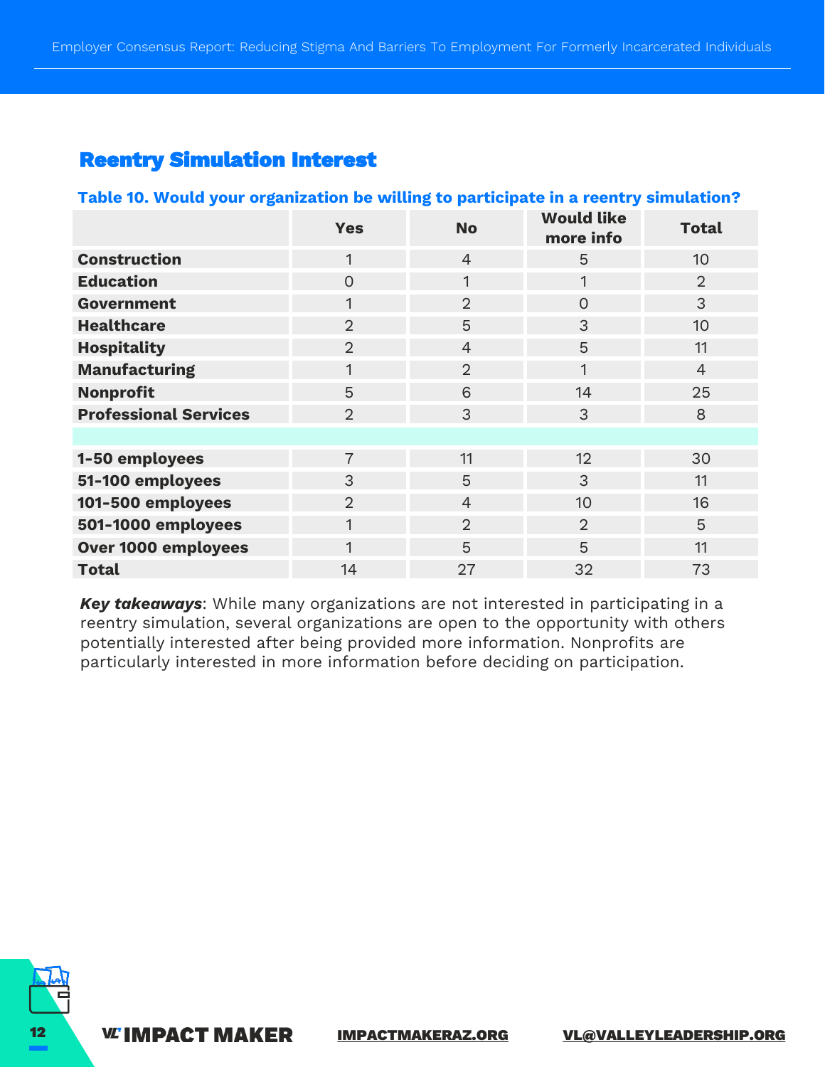## Reentry Simulation Interest

**Table 10. Would your organization be willing to participate in a reentry simulation?**

| | Yes | No | Would like more info | Total |
|---|---|---|---|---|
| **Construction** | 1 | 4 | 5 | 10 |
| **Education** | 0 | 1 | 1 | 2 |
| **Government** | 1 | 2 | 0 | 3 |
| **Healthcare** | 2 | 5 | 3 | 10 |
| **Hospitality** | 2 | 4 | 5 | 11 |
| **Manufacturing** | 1 | 2 | 1 | 4 |
| **Nonprofit** | 5 | 6 | 14 | 25 |
| **Professional Services** | 2 | 3 | 3 | 8 |
| | | | | |
| **1-50 employees** | 7 | 11 | 12 | 30 |
| **51-100 employees** | 3 | 5 | 3 | 11 |
| **101-500 employees** | 2 | 4 | 10 | 16 |
| **501-1000 employees** | 1 | 2 | 2 | 5 |
| **Over 1000 employees** | 1 | 5 | 5 | 11 |
| **Total** | 14 | 27 | 32 | 73 |

***Key takeaways***: While many organizations are not interested in participating in a reentry simulation, several organizations are open to the opportunity with others potentially interested after being provided more information. Nonprofits are particularly interested in more information before deciding on participation.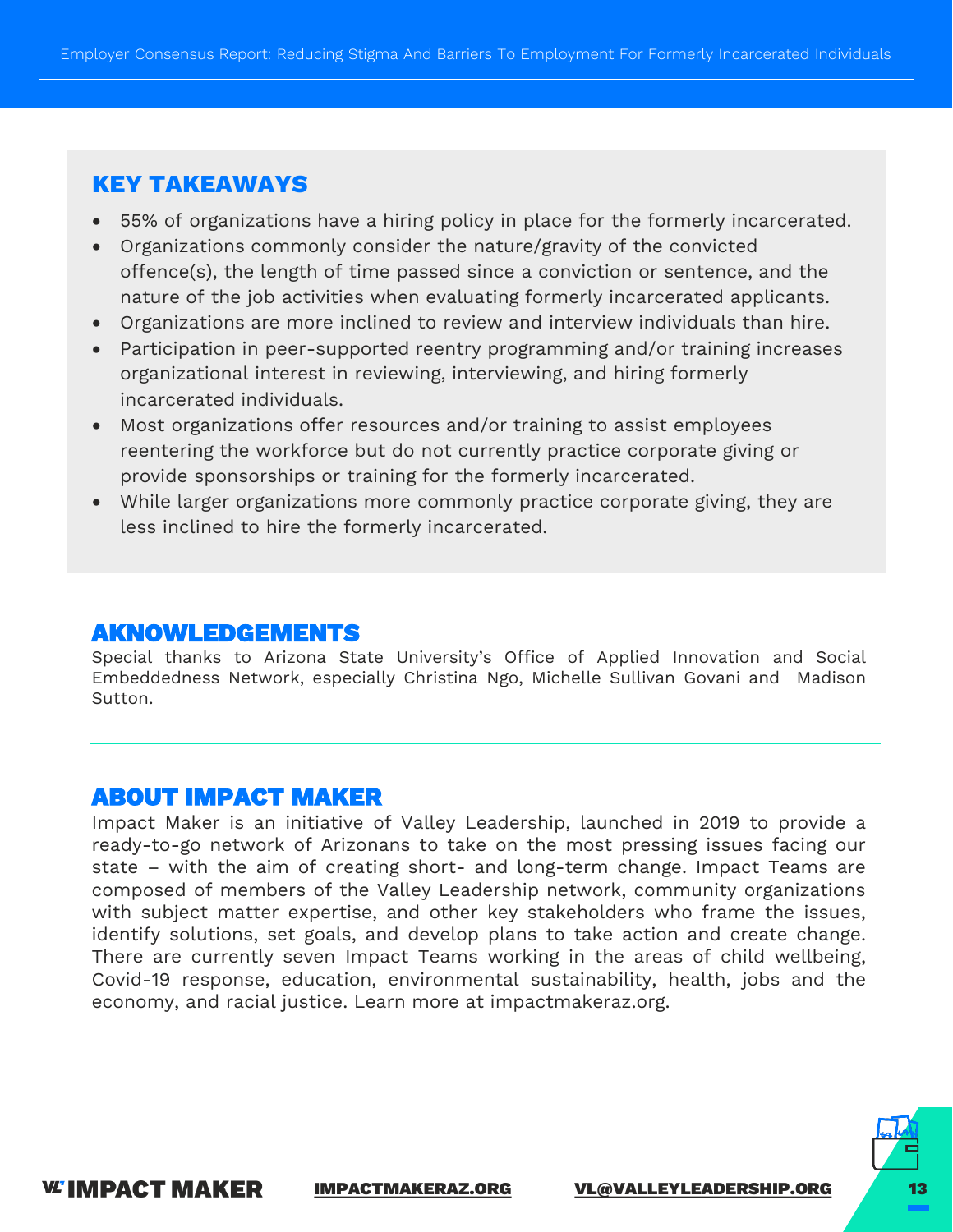## KEY TAKEAWAYS

- 55% of organizations have a hiring policy in place for the formerly incarcerated.
- Organizations commonly consider the nature/gravity of the convicted offence(s), the length of time passed since a conviction or sentence, and the nature of the job activities when evaluating formerly incarcerated applicants.
- Organizations are more inclined to review and interview individuals than hire.
- Participation in peer-supported reentry programming and/or training increases organizational interest in reviewing, interviewing, and hiring formerly incarcerated individuals.
- Most organizations offer resources and/or training to assist employees reentering the workforce but do not currently practice corporate giving or provide sponsorships or training for the formerly incarcerated.
- While larger organizations more commonly practice corporate giving, they are less inclined to hire the formerly incarcerated.

## AKNOWLEDGEMENTS

Special thanks to Arizona State University's Office of Applied Innovation and Social Embeddedness Network, especially Christina Ngo, Michelle Sullivan Govani and Madison Sutton.

---

## ABOUT IMPACT MAKER

Impact Maker is an initiative of Valley Leadership, launched in 2019 to provide a ready-to-go network of Arizonans to take on the most pressing issues facing our state – with the aim of creating short- and long-term change. Impact Teams are composed of members of the Valley Leadership network, community organizations with subject matter expertise, and other key stakeholders who frame the issues, identify solutions, set goals, and develop plans to take action and create change. There are currently seven Impact Teams working in the areas of child wellbeing, Covid-19 response, education, environmental sustainability, health, jobs and the economy, and racial justice. Learn more at impactmakeraz.org.